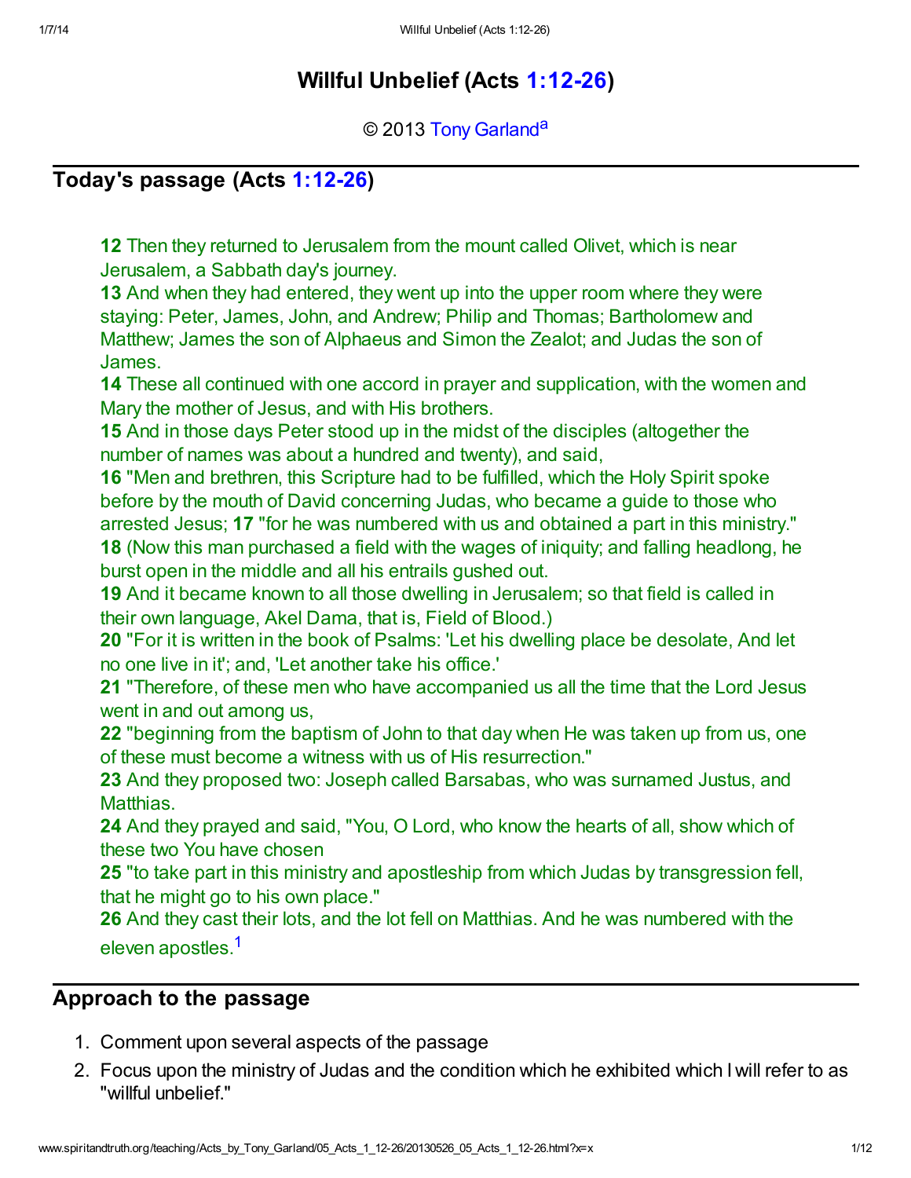# Willful Unbelief (Acts 1:12-26)

© 2013 Tony Garland[a]

## Today's passage (Acts 1:12-26)

**12** Then they returned to Jerusalem from the mount called Olivet, which is near Jerusalem, a Sabbath day's journey.
**13** And when they had entered, they went up into the upper room where they were staying: Peter, James, John, and Andrew; Philip and Thomas; Bartholomew and Matthew; James the son of Alphaeus and Simon the Zealot; and Judas the son of James.
**14** These all continued with one accord in prayer and supplication, with the women and Mary the mother of Jesus, and with His brothers.
**15** And in those days Peter stood up in the midst of the disciples (altogether the number of names was about a hundred and twenty), and said,
**16** "Men and brethren, this Scripture had to be fulfilled, which the Holy Spirit spoke before by the mouth of David concerning Judas, who became a guide to those who arrested Jesus; **17** "for he was numbered with us and obtained a part in this ministry."
**18** (Now this man purchased a field with the wages of iniquity; and falling headlong, he burst open in the middle and all his entrails gushed out.
**19** And it became known to all those dwelling in Jerusalem; so that field is called in their own language, Akel Dama, that is, Field of Blood.)
**20** "For it is written in the book of Psalms: 'Let his dwelling place be desolate, And let no one live in it'; and, 'Let another take his office.'
**21** "Therefore, of these men who have accompanied us all the time that the Lord Jesus went in and out among us,
**22** "beginning from the baptism of John to that day when He was taken up from us, one of these must become a witness with us of His resurrection."
**23** And they proposed two: Joseph called Barsabas, who was surnamed Justus, and Matthias.
**24** And they prayed and said, "You, O Lord, who know the hearts of all, show which of these two You have chosen
**25** "to take part in this ministry and apostleship from which Judas by transgression fell, that he might go to his own place."
**26** And they cast their lots, and the lot fell on Matthias. And he was numbered with the eleven apostles.[1]

## Approach to the passage

1. Comment upon several aspects of the passage
2. Focus upon the ministry of Judas and the condition which he exhibited which I will refer to as "willful unbelief."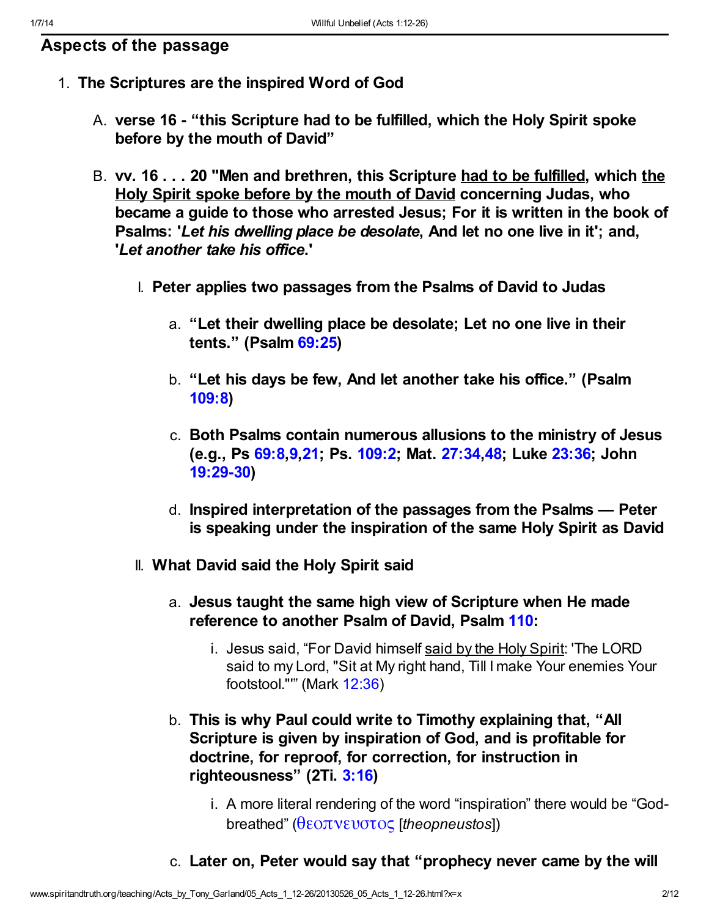## Aspects of the passage

1. **The Scriptures are the inspired Word of God**

   A. **verse 16 - "this Scripture had to be fulfilled, which the Holy Spirit spoke before by the mouth of David"**

   B. **vv. 16 . . . 20 "Men and brethren, this Scripture <u>had to be fulfilled</u>, which <u>the Holy Spirit spoke before by the mouth of David</u> concerning Judas, who became a guide to those who arrested Jesus; For it is written in the book of Psalms: '*Let his dwelling place be desolate*, And let no one live in it'; and, '*Let another take his office*.'**

      I. **Peter applies two passages from the Psalms of David to Judas**

         a. **"Let their dwelling place be desolate; Let no one live in their tents." (Psalm 69:25)**

         b. **"Let his days be few, And let another take his office." (Psalm 109:8)**

         c. **Both Psalms contain numerous allusions to the ministry of Jesus (e.g., Ps 69:8,9,21; Ps. 109:2; Mat. 27:34,48; Luke 23:36; John 19:29-30)**

         d. **Inspired interpretation of the passages from the Psalms — Peter is speaking under the inspiration of the same Holy Spirit as David**

      II. **What David said the Holy Spirit said**

         a. **Jesus taught the same high view of Scripture when He made reference to another Psalm of David, Psalm 110:**

            i. Jesus said, "For David himself <u>said by the Holy Spirit</u>: 'The LORD said to my Lord, "Sit at My right hand, Till I make Your enemies Your footstool."'" (Mark 12:36)

         b. **This is why Paul could write to Timothy explaining that, "All Scripture is given by inspiration of God, and is profitable for doctrine, for reproof, for correction, for instruction in righteousness" (2Ti. 3:16)**

            i. A more literal rendering of the word "inspiration" there would be "God-breathed" (θεοπνευστος [*theopneustos*])

         c. **Later on, Peter would say that "prophecy never came by the will**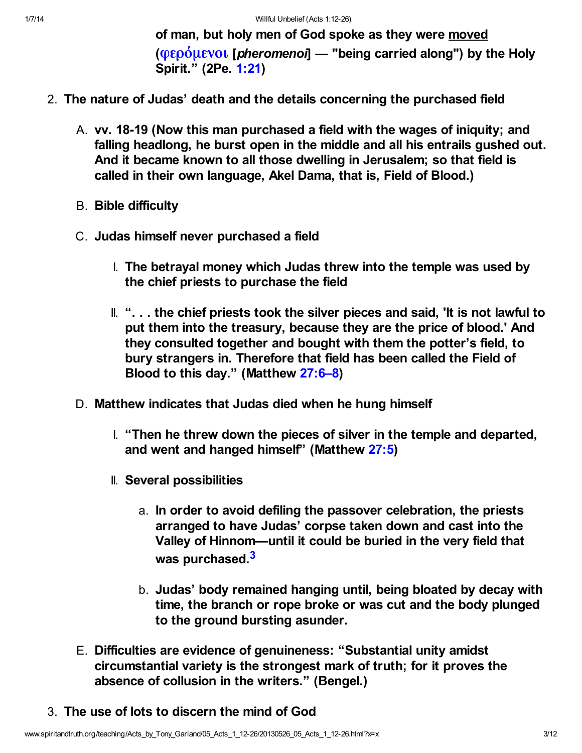**of man, but holy men of God spoke as they were moved (φερόμενοι [*pheromenoi*] — "being carried along") by the Holy Spirit." (2Pe. 1:21)**

2. **The nature of Judas' death and the details concerning the purchased field**
   - A. **vv. 18-19 (Now this man purchased a field with the wages of iniquity; and falling headlong, he burst open in the middle and all his entrails gushed out. And it became known to all those dwelling in Jerusalem; so that field is called in their own language, Akel Dama, that is, Field of Blood.)**
   - B. **Bible difficulty**
   - C. **Judas himself never purchased a field**
     - I. **The betrayal money which Judas threw into the temple was used by the chief priests to purchase the field**
     - II. **". . . the chief priests took the silver pieces and said, 'It is not lawful to put them into the treasury, because they are the price of blood.' And they consulted together and bought with them the potter's field, to bury strangers in. Therefore that field has been called the Field of Blood to this day." (Matthew 27:6–8)**
   - D. **Matthew indicates that Judas died when he hung himself**
     - I. **"Then he threw down the pieces of silver in the temple and departed, and went and hanged himself" (Matthew 27:5)**
     - II. **Several possibilities**
       - a. **In order to avoid defiling the passover celebration, the priests arranged to have Judas' corpse taken down and cast into the Valley of Hinnom—until it could be buried in the very field that was purchased.[3]**
       - b. **Judas' body remained hanging until, being bloated by decay with time, the branch or rope broke or was cut and the body plunged to the ground bursting asunder.**
   - E. **Difficulties are evidence of genuineness: "Substantial unity amidst circumstantial variety is the strongest mark of truth; for it proves the absence of collusion in the writers." (Bengel.)**
3. **The use of lots to discern the mind of God**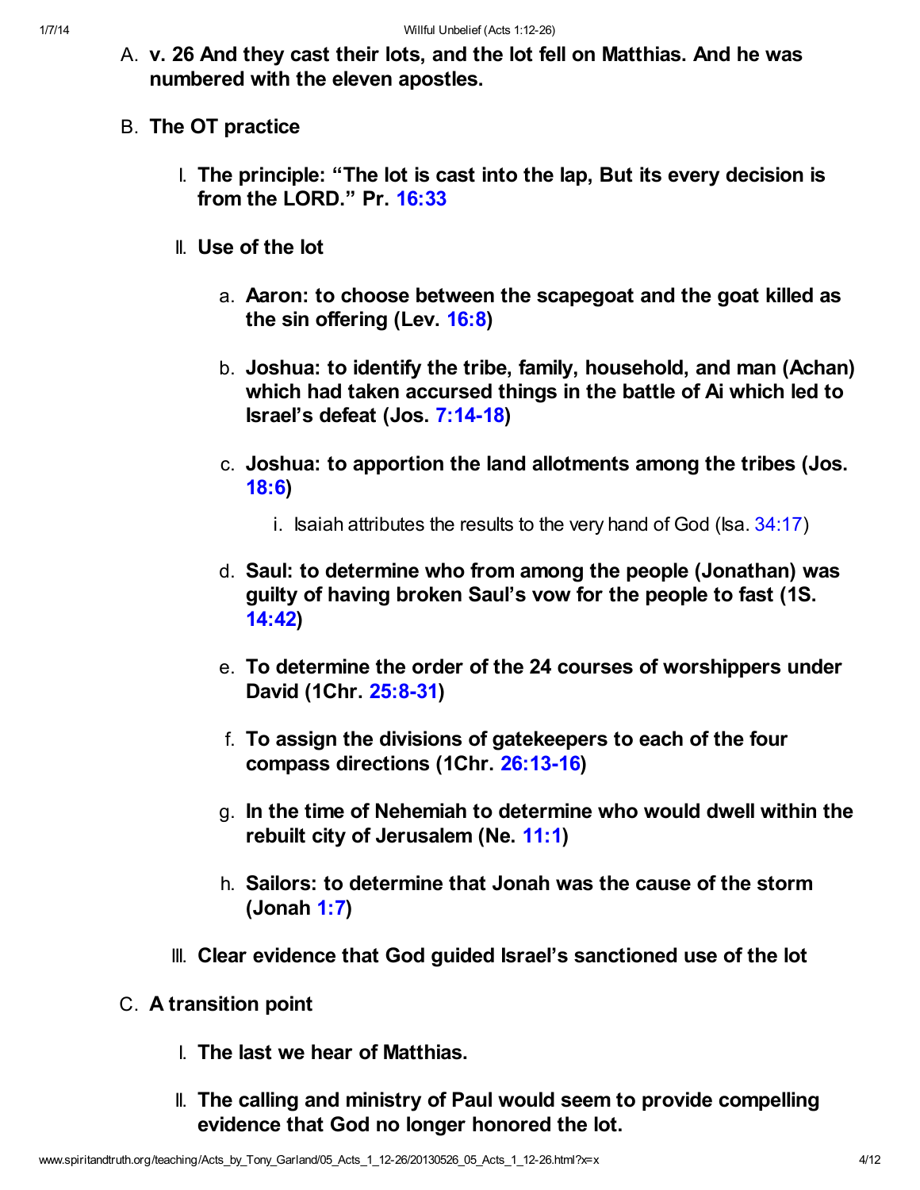A. **v. 26 And they cast their lots, and the lot fell on Matthias. And he was numbered with the eleven apostles.**

B. **The OT practice**

   I. **The principle: "The lot is cast into the lap, But its every decision is from the LORD." Pr. 16:33**

   II. **Use of the lot**

      a. **Aaron: to choose between the scapegoat and the goat killed as the sin offering (Lev. 16:8)**

      b. **Joshua: to identify the tribe, family, household, and man (Achan) which had taken accursed things in the battle of Ai which led to Israel's defeat (Jos. 7:14-18)**

      c. **Joshua: to apportion the land allotments among the tribes (Jos. 18:6)**

         i. Isaiah attributes the results to the very hand of God (Isa. 34:17)

      d. **Saul: to determine who from among the people (Jonathan) was guilty of having broken Saul's vow for the people to fast (1S. 14:42)**

      e. **To determine the order of the 24 courses of worshippers under David (1Chr. 25:8-31)**

      f. **To assign the divisions of gatekeepers to each of the four compass directions (1Chr. 26:13-16)**

      g. **In the time of Nehemiah to determine who would dwell within the rebuilt city of Jerusalem (Ne. 11:1)**

      h. **Sailors: to determine that Jonah was the cause of the storm (Jonah 1:7)**

   III. **Clear evidence that God guided Israel's sanctioned use of the lot**

C. **A transition point**

   I. **The last we hear of Matthias.**

   II. **The calling and ministry of Paul would seem to provide compelling evidence that God no longer honored the lot.**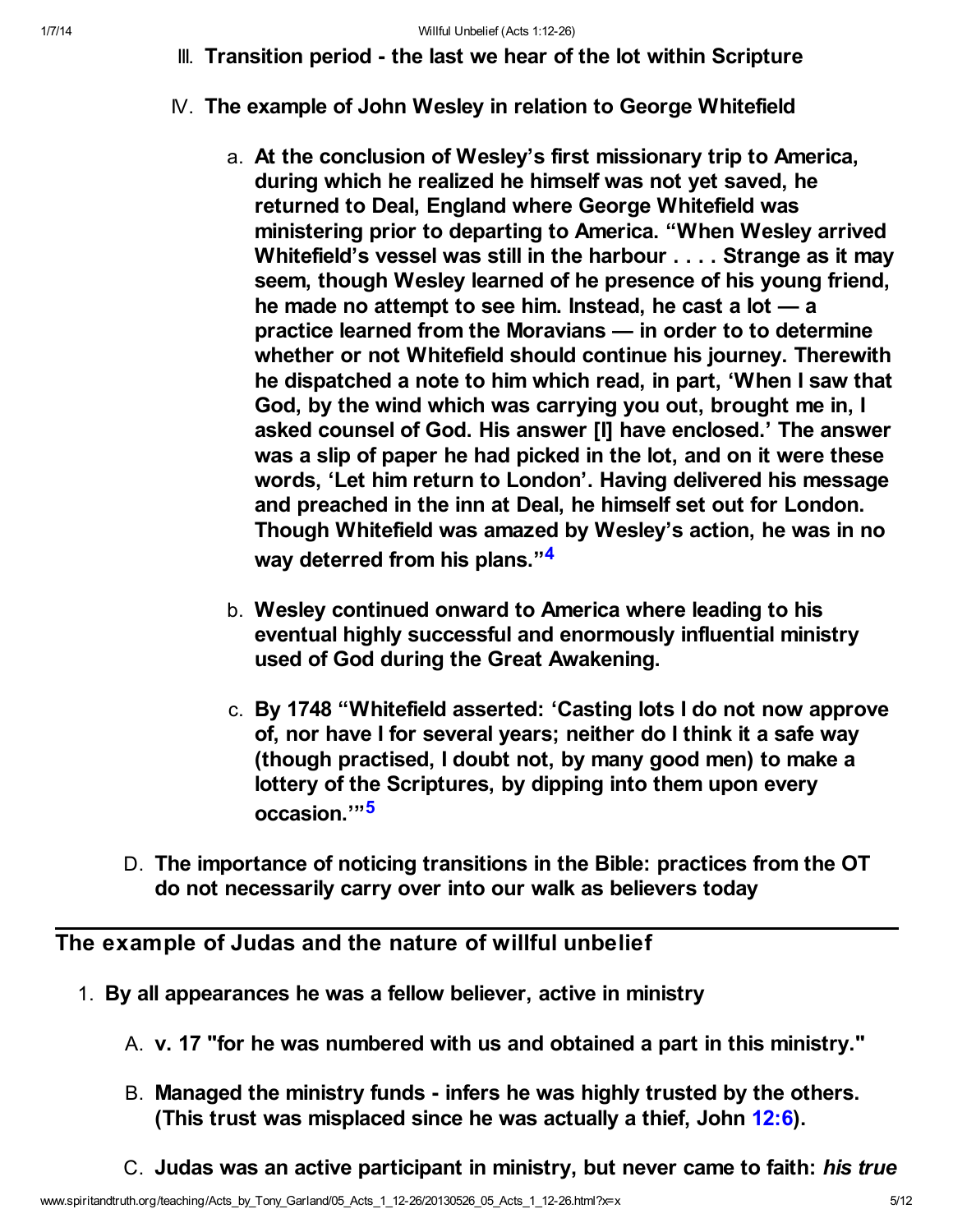III. **Transition period - the last we hear of the lot within Scripture**

IV. **The example of John Wesley in relation to George Whitefield**

a. **At the conclusion of Wesley's first missionary trip to America, during which he realized he himself was not yet saved, he returned to Deal, England where George Whitefield was ministering prior to departing to America. "When Wesley arrived Whitefield's vessel was still in the harbour . . . . Strange as it may seem, though Wesley learned of he presence of his young friend, he made no attempt to see him. Instead, he cast a lot — a practice learned from the Moravians — in order to to determine whether or not Whitefield should continue his journey. Therewith he dispatched a note to him which read, in part, 'When I saw that God, by the wind which was carrying you out, brought me in, I asked counsel of God. His answer [I] have enclosed.' The answer was a slip of paper he had picked in the lot, and on it were these words, 'Let him return to London'. Having delivered his message and preached in the inn at Deal, he himself set out for London. Though Whitefield was amazed by Wesley's action, he was in no way deterred from his plans."[4]**

b. **Wesley continued onward to America where leading to his eventual highly successful and enormously influential ministry used of God during the Great Awakening.**

c. **By 1748 "Whitefield asserted: 'Casting lots I do not now approve of, nor have I for several years; neither do I think it a safe way (though practised, I doubt not, by many good men) to make a lottery of the Scriptures, by dipping into them upon every occasion.'"[5]**

D. **The importance of noticing transitions in the Bible: practices from the OT do not necessarily carry over into our walk as believers today**

---

## The example of Judas and the nature of willful unbelief

1. **By all appearances he was a fellow believer, active in ministry**

A. **v. 17 "for he was numbered with us and obtained a part in this ministry."**

B. **Managed the ministry funds - infers he was highly trusted by the others. (This trust was misplaced since he was actually a thief, John 12:6).**

C. **Judas was an active participant in ministry, but never came to faith: *his true***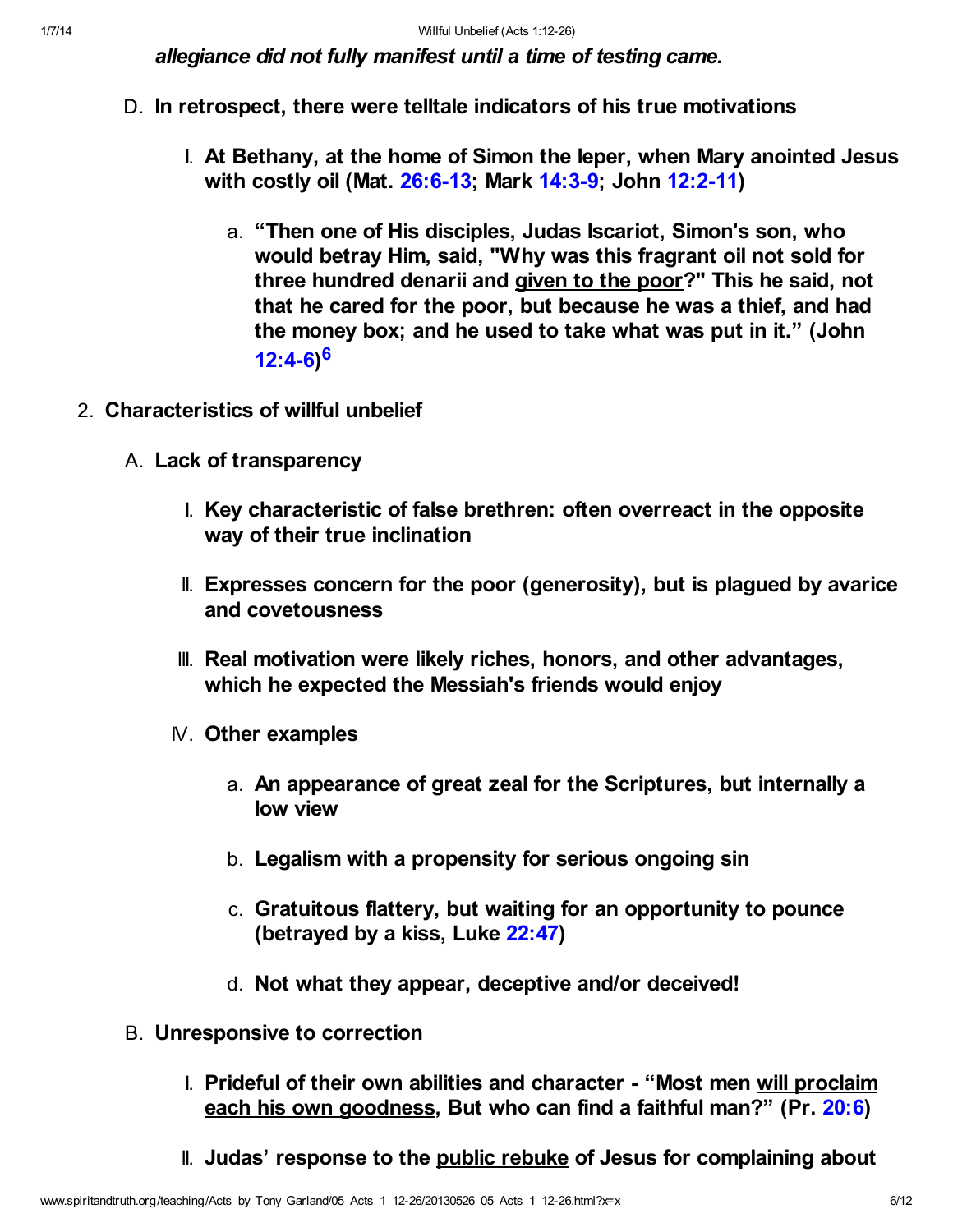***allegiance did not fully manifest until a time of testing came.***

D. **In retrospect, there were telltale indicators of his true motivations**

   I. **At Bethany, at the home of Simon the leper, when Mary anointed Jesus with costly oil (Mat. 26:6-13; Mark 14:3-9; John 12:2-11)**

      a. **"Then one of His disciples, Judas Iscariot, Simon's son, who would betray Him, said, "Why was this fragrant oil not sold for three hundred denarii and <u>given to the poor</u>?" This he said, not that he cared for the poor, but because he was a thief, and had the money box; and he used to take what was put in it." (John 12:4-6)[6]**

2. **Characteristics of willful unbelief**

   A. **Lack of transparency**

      I. **Key characteristic of false brethren: often overreact in the opposite way of their true inclination**

      II. **Expresses concern for the poor (generosity), but is plagued by avarice and covetousness**

      III. **Real motivation were likely riches, honors, and other advantages, which he expected the Messiah's friends would enjoy**

      IV. **Other examples**

         a. **An appearance of great zeal for the Scriptures, but internally a low view**

         b. **Legalism with a propensity for serious ongoing sin**

         c. **Gratuitous flattery, but waiting for an opportunity to pounce (betrayed by a kiss, Luke 22:47)**

         d. **Not what they appear, deceptive and/or deceived!**

   B. **Unresponsive to correction**

      I. **Prideful of their own abilities and character - "Most men <u>will proclaim each his own goodness</u>, But who can find a faithful man?" (Pr. 20:6)**

      II. **Judas' response to the <u>public rebuke</u> of Jesus for complaining about**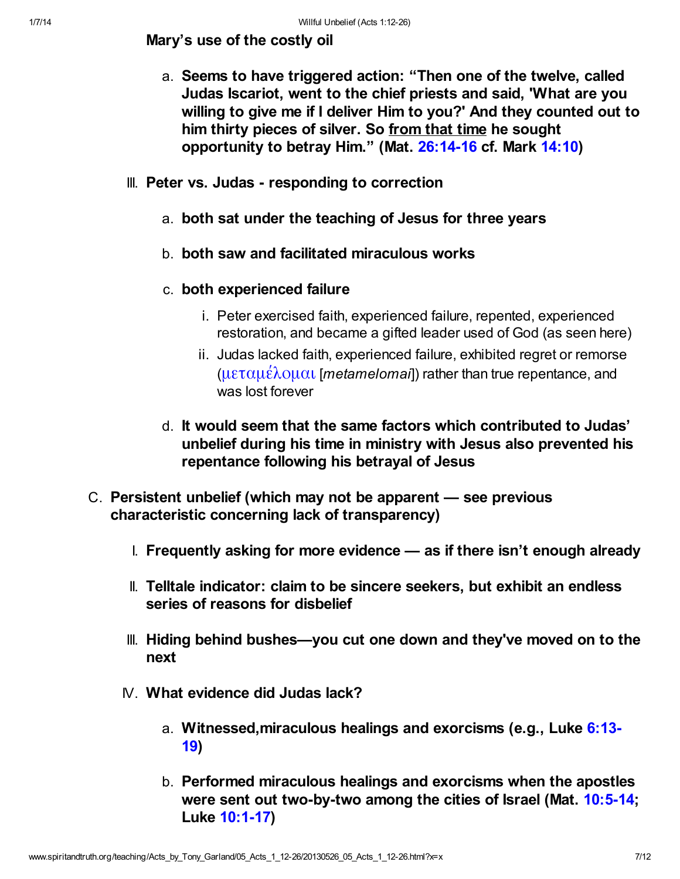**Mary's use of the costly oil**

a. **Seems to have triggered action: "Then one of the twelve, called Judas Iscariot, went to the chief priests and said, 'What are you willing to give me if I deliver Him to you?' And they counted out to him thirty pieces of silver. So <u>from that time</u> he sought opportunity to betray Him." (Mat. 26:14-16 cf. Mark 14:10)**

III. **Peter vs. Judas - responding to correction**

   a. **both sat under the teaching of Jesus for three years**

   b. **both saw and facilitated miraculous works**

   c. **both experienced failure**

      i. Peter exercised faith, experienced failure, repented, experienced restoration, and became a gifted leader used of God (as seen here)

      ii. Judas lacked faith, experienced failure, exhibited regret or remorse (μεταμέλομαι [*metamelomai*]) rather than true repentance, and was lost forever

   d. **It would seem that the same factors which contributed to Judas' unbelief during his time in ministry with Jesus also prevented his repentance following his betrayal of Jesus**

C. **Persistent unbelief (which may not be apparent — see previous characteristic concerning lack of transparency)**

   I. **Frequently asking for more evidence — as if there isn't enough already**

   II. **Telltale indicator: claim to be sincere seekers, but exhibit an endless series of reasons for disbelief**

   III. **Hiding behind bushes—you cut one down and they've moved on to the next**

   IV. **What evidence did Judas lack?**

      a. **Witnessed,miraculous healings and exorcisms (e.g., Luke 6:13-19)**

      b. **Performed miraculous healings and exorcisms when the apostles were sent out two-by-two among the cities of Israel (Mat. 10:5-14; Luke 10:1-17)**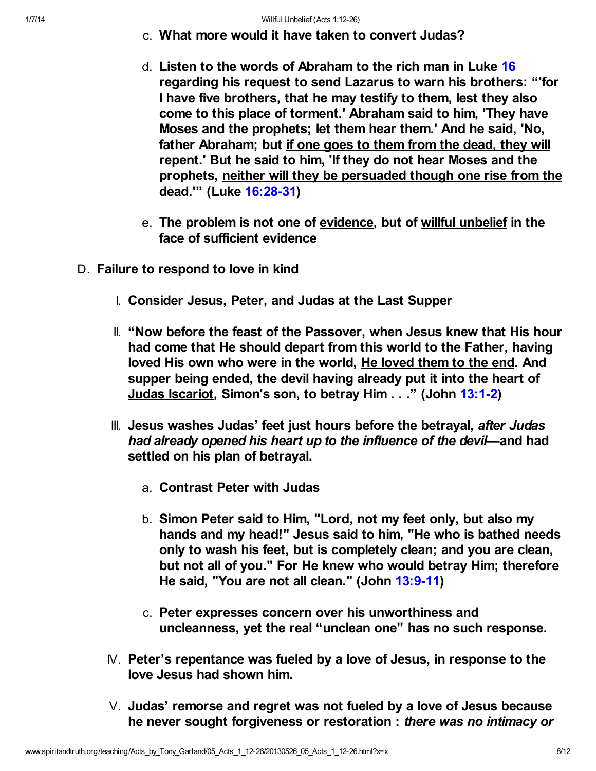c. **What more would it have taken to convert Judas?**

d. **Listen to the words of Abraham to the rich man in Luke 16 regarding his request to send Lazarus to warn his brothers: "'for I have five brothers, that he may testify to them, lest they also come to this place of torment.' Abraham said to him, 'They have Moses and the prophets; let them hear them.' And he said, 'No, father Abraham; but <u>if one goes to them from the dead, they will repent</u>.' But he said to him, 'If they do not hear Moses and the prophets, <u>neither will they be persuaded though one rise from the dead</u>.'" (Luke 16:28-31)**

e. **The problem is not one of <u>evidence</u>, but of <u>willful unbelief</u> in the face of sufficient evidence**

D. **Failure to respond to love in kind**

I. **Consider Jesus, Peter, and Judas at the Last Supper**

II. **"Now before the feast of the Passover, when Jesus knew that His hour had come that He should depart from this world to the Father, having loved His own who were in the world, <u>He loved them to the end</u>. And supper being ended, <u>the devil having already put it into the heart of Judas Iscariot</u>, Simon's son, to betray Him . . ." (John 13:1-2)**

III. **Jesus washes Judas' feet just hours before the betrayal, *after Judas had already opened his heart up to the influence of the devil*—and had settled on his plan of betrayal.**

a. **Contrast Peter with Judas**

b. **Simon Peter said to Him, "Lord, not my feet only, but also my hands and my head!" Jesus said to him, "He who is bathed needs only to wash his feet, but is completely clean; and you are clean, but not all of you." For He knew who would betray Him; therefore He said, "You are not all clean." (John 13:9-11)**

c. **Peter expresses concern over his unworthiness and uncleanness, yet the real "unclean one" has no such response.**

IV. **Peter's repentance was fueled by a love of Jesus, in response to the love Jesus had shown him.**

V. **Judas' remorse and regret was not fueled by a love of Jesus because he never sought forgiveness or restoration : *there was no intimacy or***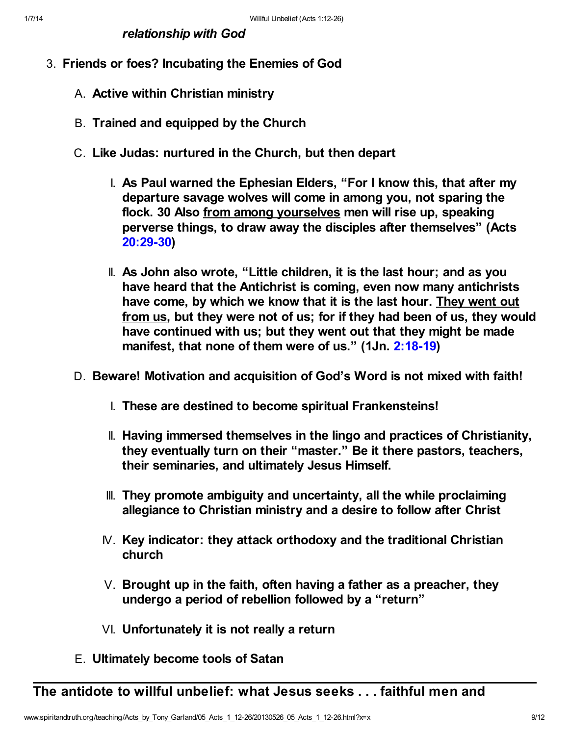***relationship with God***

3. **Friends or foes? Incubating the Enemies of God**

   A. **Active within Christian ministry**

   B. **Trained and equipped by the Church**

   C. **Like Judas: nurtured in the Church, but then depart**

      I. **As Paul warned the Ephesian Elders, "For I know this, that after my departure savage wolves will come in among you, not sparing the flock. 30 Also <u>from among yourselves</u> men will rise up, speaking perverse things, to draw away the disciples after themselves" (Acts 20:29-30)**

      II. **As John also wrote, "Little children, it is the last hour; and as you have heard that the Antichrist is coming, even now many antichrists have come, by which we know that it is the last hour. <u>They went out from us</u>, but they were not of us; for if they had been of us, they would have continued with us; but they went out that they might be made manifest, that none of them were of us." (1Jn. 2:18-19)**

   D. **Beware! Motivation and acquisition of God's Word is not mixed with faith!**

      I. **These are destined to become spiritual Frankensteins!**

      II. **Having immersed themselves in the lingo and practices of Christianity, they eventually turn on their "master." Be it there pastors, teachers, their seminaries, and ultimately Jesus Himself.**

      III. **They promote ambiguity and uncertainty, all the while proclaiming allegiance to Christian ministry and a desire to follow after Christ**

      IV. **Key indicator: they attack orthodoxy and the traditional Christian church**

      V. **Brought up in the faith, often having a father as a preacher, they undergo a period of rebellion followed by a "return"**

      VI. **Unfortunately it is not really a return**

   E. **Ultimately become tools of Satan**

---

## The antidote to willful unbelief: what Jesus seeks . . . faithful men and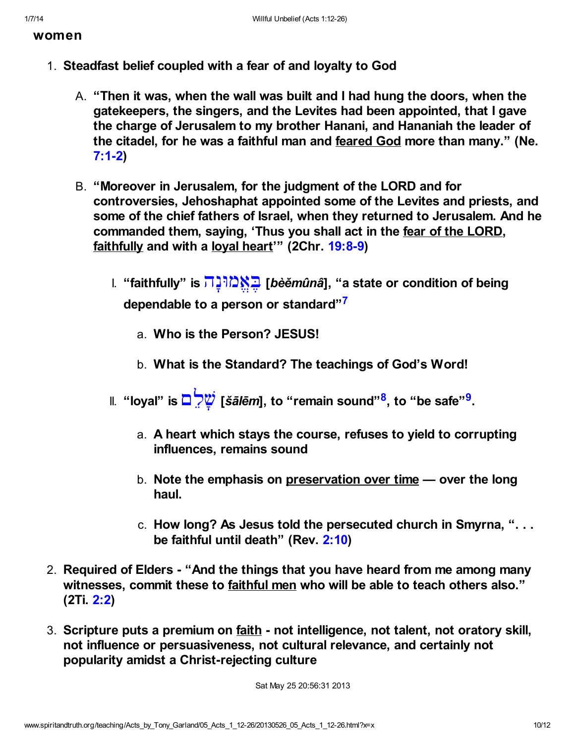**women**

1. **Steadfast belief coupled with a fear of and loyalty to God**

   A. **"Then it was, when the wall was built and I had hung the doors, when the gatekeepers, the singers, and the Levites had been appointed, that I gave the charge of Jerusalem to my brother Hanani, and Hananiah the leader of the citadel, for he was a faithful man and feared God more than many." (Ne. 7:1-2)**

   B. **"Moreover in Jerusalem, for the judgment of the LORD and for controversies, Jehoshaphat appointed some of the Levites and priests, and some of the chief fathers of Israel, when they returned to Jerusalem. And he commanded them, saying, 'Thus you shall act in the fear of the LORD, faithfully and with a loyal heart'" (2Chr. 19:8-9)**

      I. **"faithfully" is בֶּאֱמוּנָה [*bèĕmûnâ*], "a state or condition of being dependable to a person or standard"[7]**

         a. **Who is the Person? JESUS!**

         b. **What is the Standard? The teachings of God's Word!**

      II. **"loyal" is שָׁלֵם [*šālēm*], to "remain sound"[8], to "be safe"[9].**

         a. **A heart which stays the course, refuses to yield to corrupting influences, remains sound**

         b. **Note the emphasis on preservation over time — over the long haul.**

         c. **How long? As Jesus told the persecuted church in Smyrna, ". . . be faithful until death" (Rev. 2:10)**

2. **Required of Elders - "And the things that you have heard from me among many witnesses, commit these to faithful men who will be able to teach others also." (2Ti. 2:2)**

3. **Scripture puts a premium on faith - not intelligence, not talent, not oratory skill, not influence or persuasiveness, not cultural relevance, and certainly not popularity amidst a Christ-rejecting culture**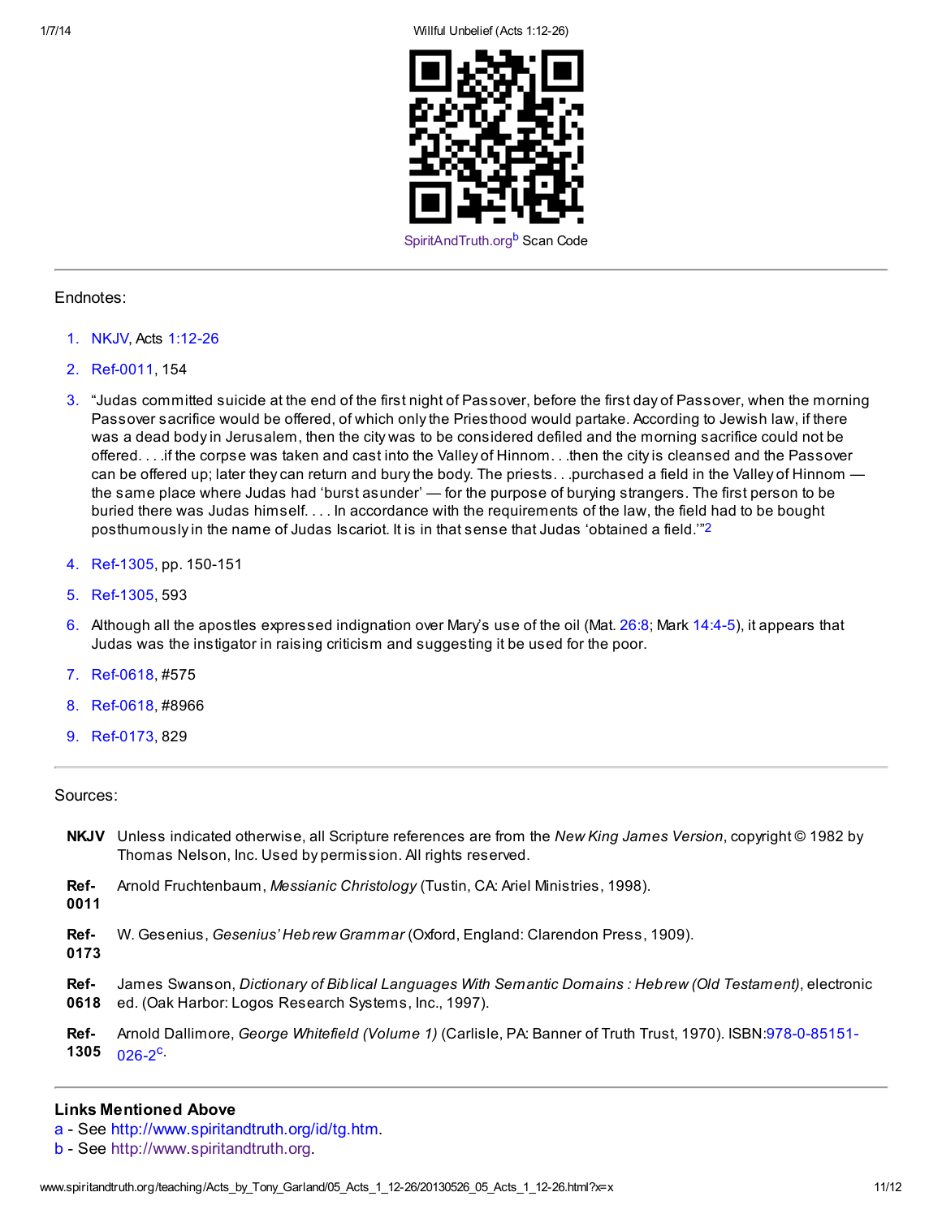SpiritAndTruth.org[b] Scan Code

---

Endnotes:

1. NKJV, Acts 1:12-26
2. Ref-0011, 154
3. "Judas committed suicide at the end of the first night of Passover, before the first day of Passover, when the morning Passover sacrifice would be offered, of which only the Priesthood would partake. According to Jewish law, if there was a dead body in Jerusalem, then the city was to be considered defiled and the morning sacrifice could not be offered. . . .if the corpse was taken and cast into the Valley of Hinnom. . .then the city is cleansed and the Passover can be offered up; later they can return and bury the body. The priests. . .purchased a field in the Valley of Hinnom — the same place where Judas had 'burst asunder' — for the purpose of burying strangers. The first person to be buried there was Judas himself. . . . In accordance with the requirements of the law, the field had to be bought posthumously in the name of Judas Iscariot. It is in that sense that Judas 'obtained a field.'"[2]
4. Ref-1305, pp. 150-151
5. Ref-1305, 593
6. Although all the apostles expressed indignation over Mary's use of the oil (Mat. 26:8; Mark 14:4-5), it appears that Judas was the instigator in raising criticism and suggesting it be used for the poor.
7. Ref-0618, #575
8. Ref-0618, #8966
9. Ref-0173, 829

---

Sources:

**NKJV** Unless indicated otherwise, all Scripture references are from the *New King James Version*, copyright © 1982 by Thomas Nelson, Inc. Used by permission. All rights reserved.

**Ref-0011** Arnold Fruchtenbaum, *Messianic Christology* (Tustin, CA: Ariel Ministries, 1998).

**Ref-0173** W. Gesenius, *Gesenius' Hebrew Grammar* (Oxford, England: Clarendon Press, 1909).

**Ref-0618** James Swanson, *Dictionary of Biblical Languages With Semantic Domains : Hebrew (Old Testament)*, electronic ed. (Oak Harbor: Logos Research Systems, Inc., 1997).

**Ref-1305** Arnold Dallimore, *George Whitefield (Volume 1)* (Carlisle, PA: Banner of Truth Trust, 1970). ISBN:978-0-85151-026-2[c].

---

**Links Mentioned Above**

a - See http://www.spiritandtruth.org/id/tg.htm.
b - See http://www.spiritandtruth.org.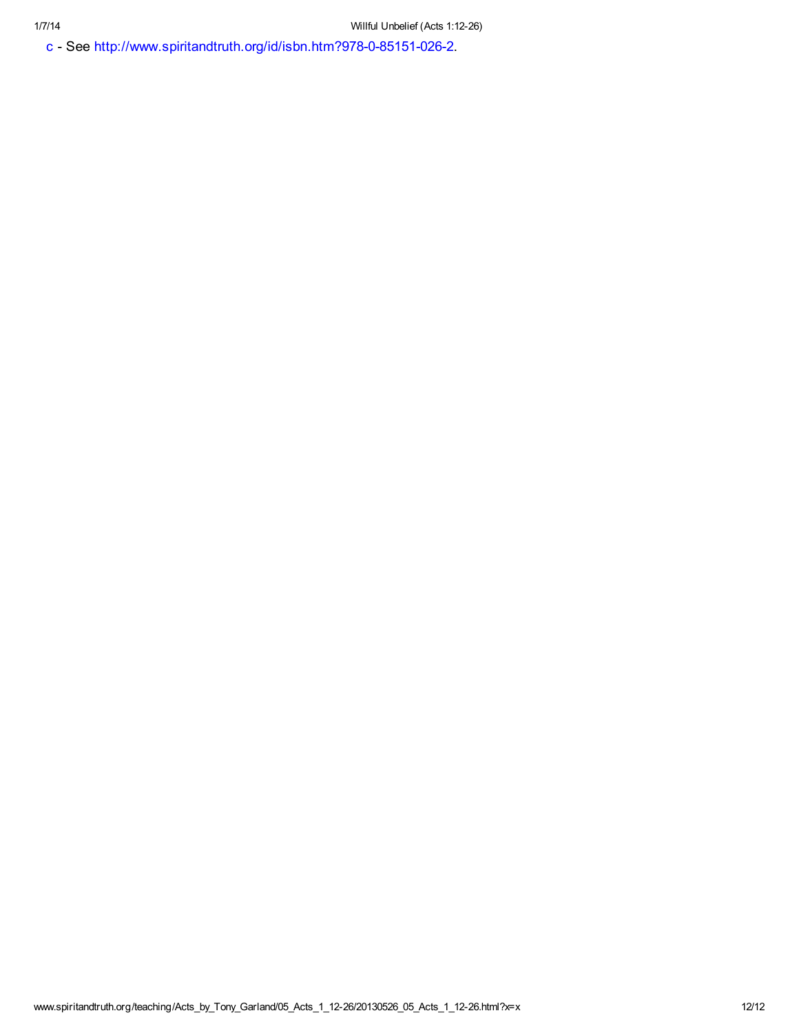c - See http://www.spiritandtruth.org/id/isbn.htm?978-0-85151-026-2.